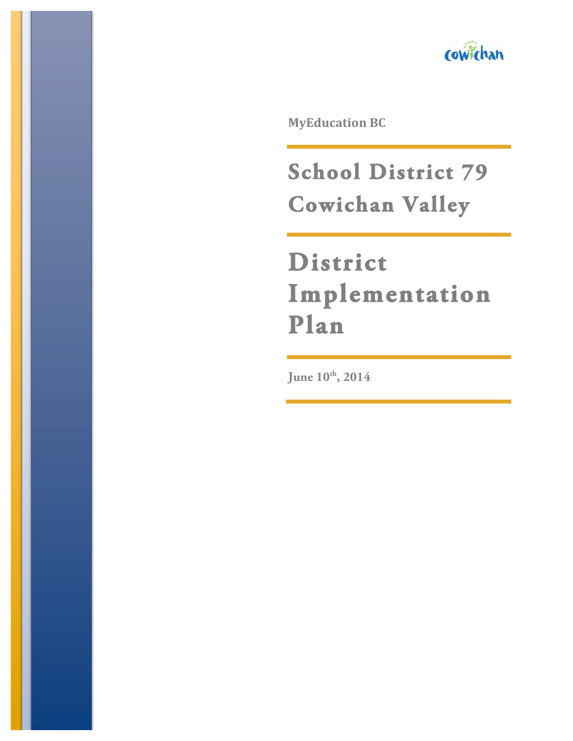Cowichan

**MyEducation BC**

# School District 79 Cowichan Valley

# District Implementation Plan

**June 10th, 2014**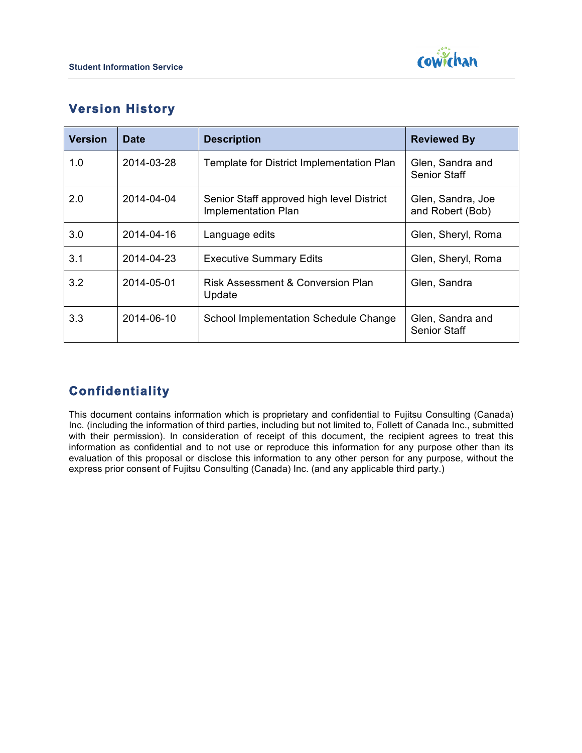## Version History

| Version | Date | Description | Reviewed By |
| --- | --- | --- | --- |
| 1.0 | 2014-03-28 | Template for District Implementation Plan | Glen, Sandra and Senior Staff |
| 2.0 | 2014-04-04 | Senior Staff approved high level District Implementation Plan | Glen, Sandra, Joe and Robert (Bob) |
| 3.0 | 2014-04-16 | Language edits | Glen, Sheryl, Roma |
| 3.1 | 2014-04-23 | Executive Summary Edits | Glen, Sheryl, Roma |
| 3.2 | 2014-05-01 | Risk Assessment & Conversion Plan Update | Glen, Sandra |
| 3.3 | 2014-06-10 | School Implementation Schedule Change | Glen, Sandra and Senior Staff |

## Confidentiality

This document contains information which is proprietary and confidential to Fujitsu Consulting (Canada) Inc. (including the information of third parties, including but not limited to, Follett of Canada Inc., submitted with their permission). In consideration of receipt of this document, the recipient agrees to treat this information as confidential and to not use or reproduce this information for any purpose other than its evaluation of this proposal or disclose this information to any other person for any purpose, without the express prior consent of Fujitsu Consulting (Canada) Inc. (and any applicable third party.)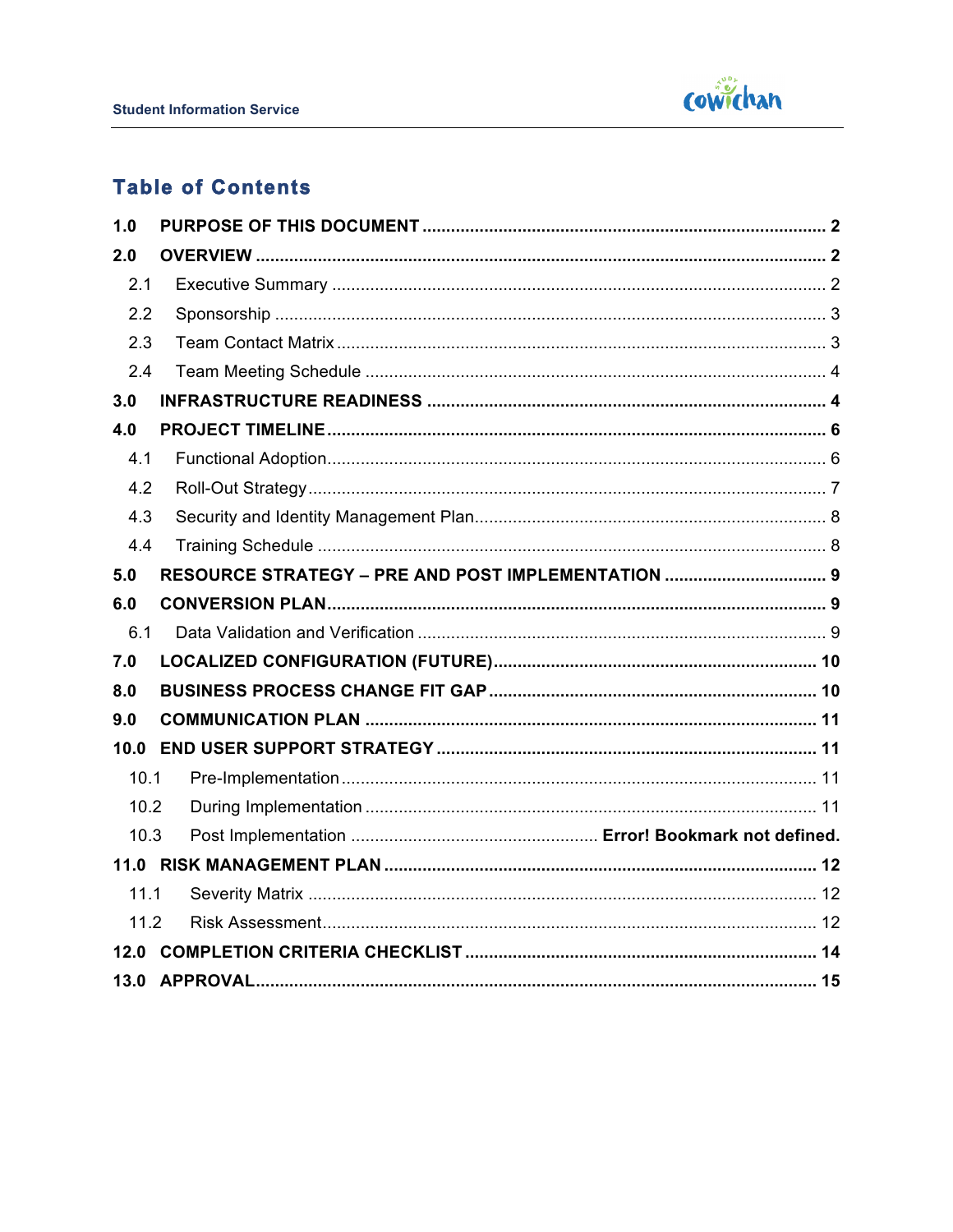## Table of Contents

**1.0 PURPOSE OF THIS DOCUMENT** .......... **2**

**2.0 OVERVIEW** .......... **2**

- 2.1 Executive Summary .......... 2
- 2.2 Sponsorship .......... 3
- 2.3 Team Contact Matrix .......... 3
- 2.4 Team Meeting Schedule .......... 4

**3.0 INFRASTRUCTURE READINESS** .......... **4**

**4.0 PROJECT TIMELINE** .......... **6**

- 4.1 Functional Adoption .......... 6
- 4.2 Roll-Out Strategy .......... 7
- 4.3 Security and Identity Management Plan .......... 8
- 4.4 Training Schedule .......... 8

**5.0 RESOURCE STRATEGY – PRE AND POST IMPLEMENTATION** .......... **9**

**6.0 CONVERSION PLAN** .......... **9**

- 6.1 Data Validation and Verification .......... 9

**7.0 LOCALIZED CONFIGURATION (FUTURE)** .......... **10**

**8.0 BUSINESS PROCESS CHANGE FIT GAP** .......... **10**

**9.0 COMMUNICATION PLAN** .......... **11**

**10.0 END USER SUPPORT STRATEGY** .......... **11**

- 10.1 Pre-Implementation .......... 11
- 10.2 During Implementation .......... 11
- 10.3 Post Implementation .......... **Error! Bookmark not defined.**

**11.0 RISK MANAGEMENT PLAN** .......... **12**

- 11.1 Severity Matrix .......... 12
- 11.2 Risk Assessment .......... 12

**12.0 COMPLETION CRITERIA CHECKLIST** .......... **14**

**13.0 APPROVAL** .......... **15**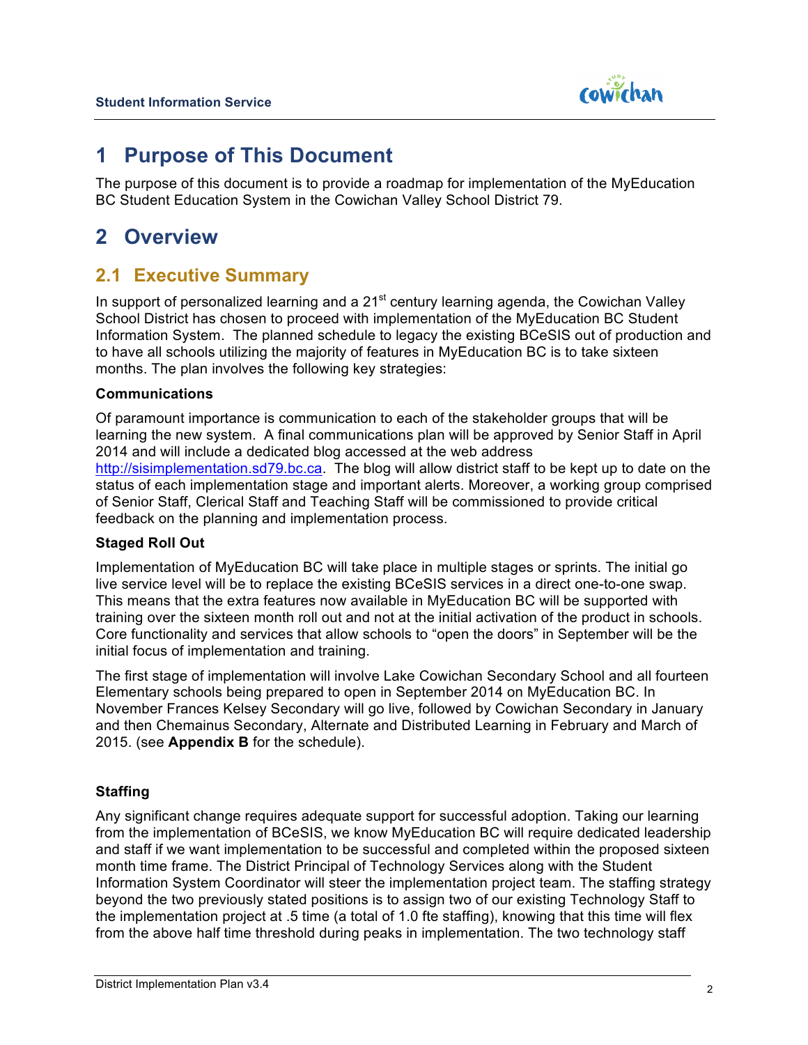# 1 Purpose of This Document

The purpose of this document is to provide a roadmap for implementation of the MyEducation BC Student Education System in the Cowichan Valley School District 79.

# 2 Overview

## 2.1 Executive Summary

In support of personalized learning and a 21st century learning agenda, the Cowichan Valley School District has chosen to proceed with implementation of the MyEducation BC Student Information System. The planned schedule to legacy the existing BCeSIS out of production and to have all schools utilizing the majority of features in MyEducation BC is to take sixteen months. The plan involves the following key strategies:

**Communications**

Of paramount importance is communication to each of the stakeholder groups that will be learning the new system. A final communications plan will be approved by Senior Staff in April 2014 and will include a dedicated blog accessed at the web address http://sisimplementation.sd79.bc.ca. The blog will allow district staff to be kept up to date on the status of each implementation stage and important alerts. Moreover, a working group comprised of Senior Staff, Clerical Staff and Teaching Staff will be commissioned to provide critical feedback on the planning and implementation process.

**Staged Roll Out**

Implementation of MyEducation BC will take place in multiple stages or sprints. The initial go live service level will be to replace the existing BCeSIS services in a direct one-to-one swap. This means that the extra features now available in MyEducation BC will be supported with training over the sixteen month roll out and not at the initial activation of the product in schools. Core functionality and services that allow schools to "open the doors" in September will be the initial focus of implementation and training.

The first stage of implementation will involve Lake Cowichan Secondary School and all fourteen Elementary schools being prepared to open in September 2014 on MyEducation BC. In November Frances Kelsey Secondary will go live, followed by Cowichan Secondary in January and then Chemainus Secondary, Alternate and Distributed Learning in February and March of 2015. (see **Appendix B** for the schedule).

**Staffing**

Any significant change requires adequate support for successful adoption. Taking our learning from the implementation of BCeSIS, we know MyEducation BC will require dedicated leadership and staff if we want implementation to be successful and completed within the proposed sixteen month time frame. The District Principal of Technology Services along with the Student Information System Coordinator will steer the implementation project team. The staffing strategy beyond the two previously stated positions is to assign two of our existing Technology Staff to the implementation project at .5 time (a total of 1.0 fte staffing), knowing that this time will flex from the above half time threshold during peaks in implementation. The two technology staff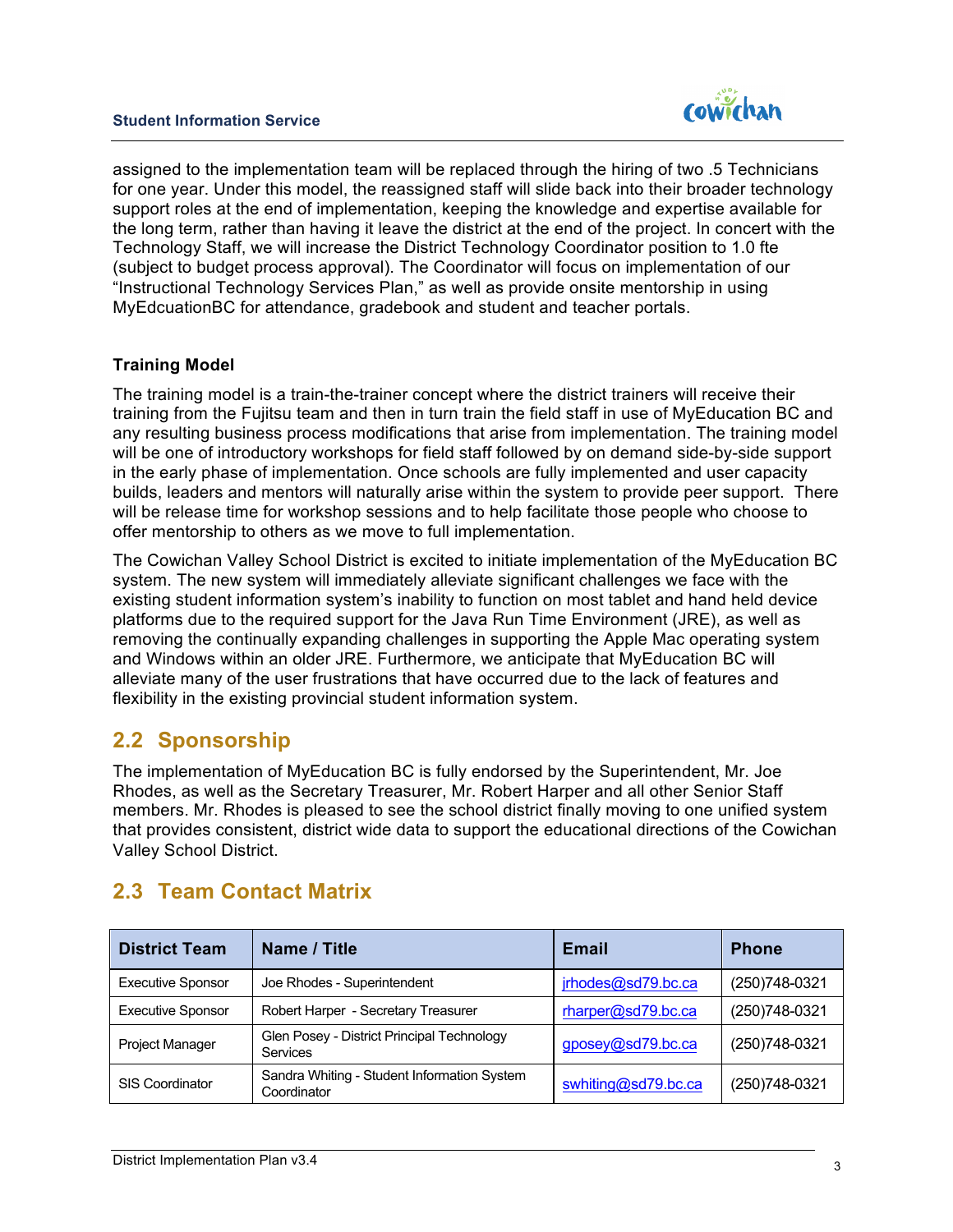assigned to the implementation team will be replaced through the hiring of two .5 Technicians for one year. Under this model, the reassigned staff will slide back into their broader technology support roles at the end of implementation, keeping the knowledge and expertise available for the long term, rather than having it leave the district at the end of the project. In concert with the Technology Staff, we will increase the District Technology Coordinator position to 1.0 fte (subject to budget process approval). The Coordinator will focus on implementation of our "Instructional Technology Services Plan," as well as provide onsite mentorship in using MyEdcuationBC for attendance, gradebook and student and teacher portals.

**Training Model**

The training model is a train-the-trainer concept where the district trainers will receive their training from the Fujitsu team and then in turn train the field staff in use of MyEducation BC and any resulting business process modifications that arise from implementation. The training model will be one of introductory workshops for field staff followed by on demand side-by-side support in the early phase of implementation. Once schools are fully implemented and user capacity builds, leaders and mentors will naturally arise within the system to provide peer support. There will be release time for workshop sessions and to help facilitate those people who choose to offer mentorship to others as we move to full implementation.

The Cowichan Valley School District is excited to initiate implementation of the MyEducation BC system. The new system will immediately alleviate significant challenges we face with the existing student information system's inability to function on most tablet and hand held device platforms due to the required support for the Java Run Time Environment (JRE), as well as removing the continually expanding challenges in supporting the Apple Mac operating system and Windows within an older JRE. Furthermore, we anticipate that MyEducation BC will alleviate many of the user frustrations that have occurred due to the lack of features and flexibility in the existing provincial student information system.

## 2.2 Sponsorship

The implementation of MyEducation BC is fully endorsed by the Superintendent, Mr. Joe Rhodes, as well as the Secretary Treasurer, Mr. Robert Harper and all other Senior Staff members. Mr. Rhodes is pleased to see the school district finally moving to one unified system that provides consistent, district wide data to support the educational directions of the Cowichan Valley School District.

## 2.3 Team Contact Matrix

| District Team | Name / Title | Email | Phone |
|---|---|---|---|
| Executive Sponsor | Joe Rhodes - Superintendent | jrhodes@sd79.bc.ca | (250)748-0321 |
| Executive Sponsor | Robert Harper - Secretary Treasurer | rharper@sd79.bc.ca | (250)748-0321 |
| Project Manager | Glen Posey - District Principal Technology Services | gposey@sd79.bc.ca | (250)748-0321 |
| SIS Coordinator | Sandra Whiting - Student Information System Coordinator | swhiting@sd79.bc.ca | (250)748-0321 |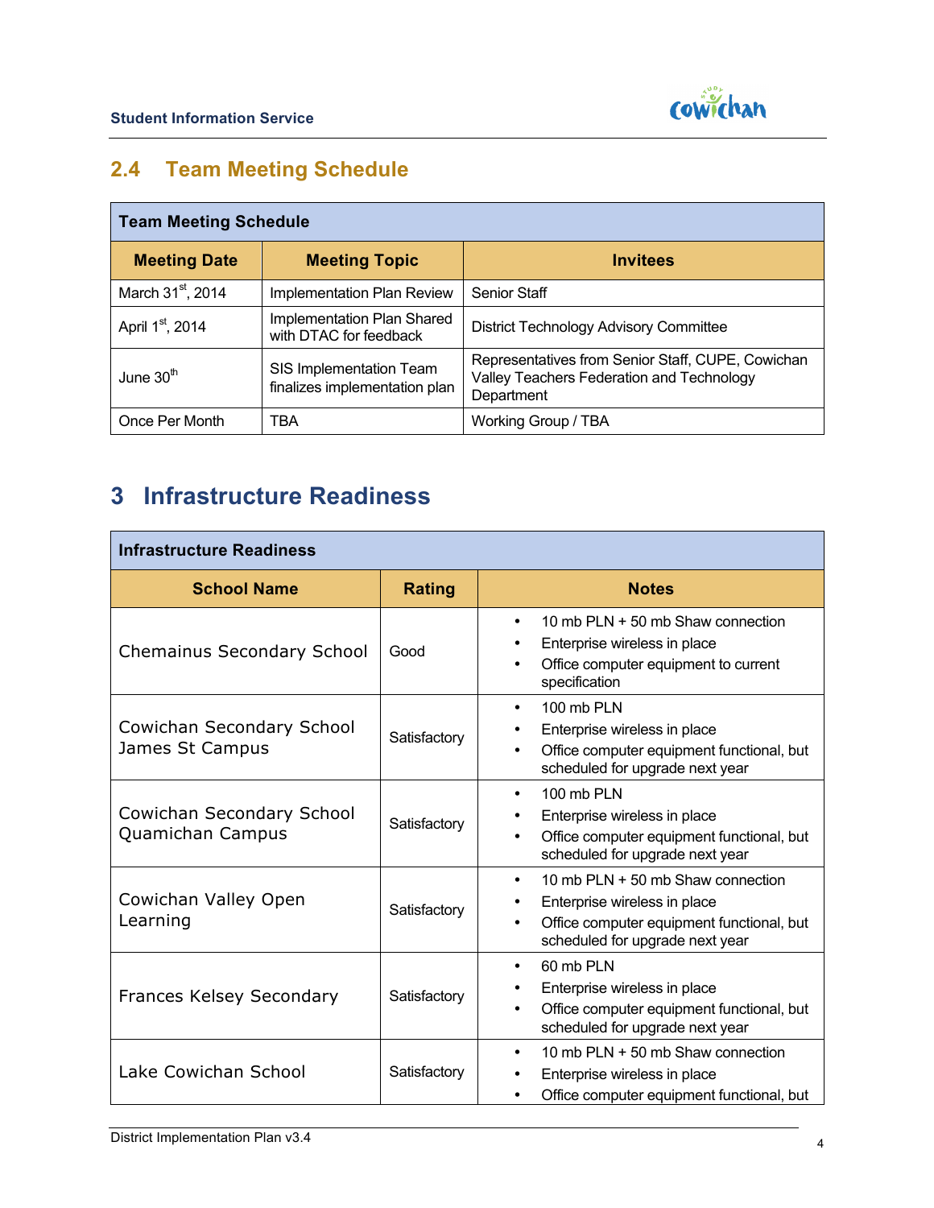## 2.4 Team Meeting Schedule

| Team Meeting Schedule | | |
|---|---|---|
| **Meeting Date** | **Meeting Topic** | **Invitees** |
| March 31st, 2014 | Implementation Plan Review | Senior Staff |
| April 1st, 2014 | Implementation Plan Shared with DTAC for feedback | District Technology Advisory Committee |
| June 30th | SIS Implementation Team finalizes implementation plan | Representatives from Senior Staff, CUPE, Cowichan Valley Teachers Federation and Technology Department |
| Once Per Month | TBA | Working Group / TBA |

# 3 Infrastructure Readiness

| Infrastructure Readiness | | |
|---|---|---|
| **School Name** | **Rating** | **Notes** |
| Chemainus Secondary School | Good | • 10 mb PLN + 50 mb Shaw connection<br>• Enterprise wireless in place<br>• Office computer equipment to current specification |
| Cowichan Secondary School James St Campus | Satisfactory | • 100 mb PLN<br>• Enterprise wireless in place<br>• Office computer equipment functional, but scheduled for upgrade next year |
| Cowichan Secondary School Quamichan Campus | Satisfactory | • 100 mb PLN<br>• Enterprise wireless in place<br>• Office computer equipment functional, but scheduled for upgrade next year |
| Cowichan Valley Open Learning | Satisfactory | • 10 mb PLN + 50 mb Shaw connection<br>• Enterprise wireless in place<br>• Office computer equipment functional, but scheduled for upgrade next year |
| Frances Kelsey Secondary | Satisfactory | • 60 mb PLN<br>• Enterprise wireless in place<br>• Office computer equipment functional, but scheduled for upgrade next year |
| Lake Cowichan School | Satisfactory | • 10 mb PLN + 50 mb Shaw connection<br>• Enterprise wireless in place<br>• Office computer equipment functional, but |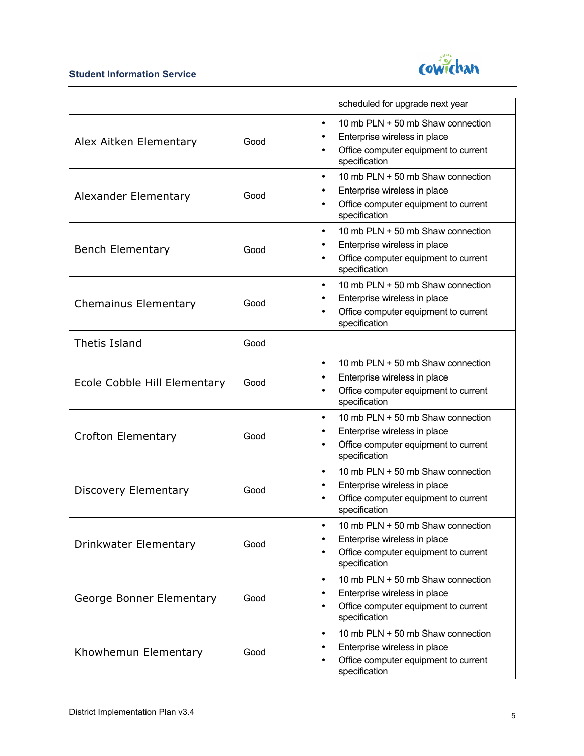| | | |
|---|---|---|
| | | scheduled for upgrade next year |
| Alex Aitken Elementary | Good | • 10 mb PLN + 50 mb Shaw connection<br>• Enterprise wireless in place<br>• Office computer equipment to current specification |
| Alexander Elementary | Good | • 10 mb PLN + 50 mb Shaw connection<br>• Enterprise wireless in place<br>• Office computer equipment to current specification |
| Bench Elementary | Good | • 10 mb PLN + 50 mb Shaw connection<br>• Enterprise wireless in place<br>• Office computer equipment to current specification |
| Chemainus Elementary | Good | • 10 mb PLN + 50 mb Shaw connection<br>• Enterprise wireless in place<br>• Office computer equipment to current specification |
| Thetis Island | Good | |
| Ecole Cobble Hill Elementary | Good | • 10 mb PLN + 50 mb Shaw connection<br>• Enterprise wireless in place<br>• Office computer equipment to current specification |
| Crofton Elementary | Good | • 10 mb PLN + 50 mb Shaw connection<br>• Enterprise wireless in place<br>• Office computer equipment to current specification |
| Discovery Elementary | Good | • 10 mb PLN + 50 mb Shaw connection<br>• Enterprise wireless in place<br>• Office computer equipment to current specification |
| Drinkwater Elementary | Good | • 10 mb PLN + 50 mb Shaw connection<br>• Enterprise wireless in place<br>• Office computer equipment to current specification |
| George Bonner Elementary | Good | • 10 mb PLN + 50 mb Shaw connection<br>• Enterprise wireless in place<br>• Office computer equipment to current specification |
| Khowhemun Elementary | Good | • 10 mb PLN + 50 mb Shaw connection<br>• Enterprise wireless in place<br>• Office computer equipment to current specification |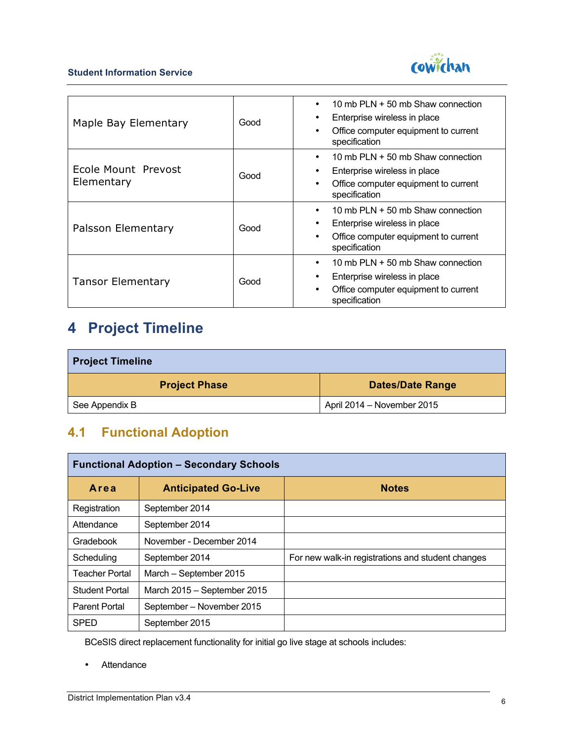| | | |
|---|---|---|
| Maple Bay Elementary | Good | • 10 mb PLN + 50 mb Shaw connection<br>• Enterprise wireless in place<br>• Office computer equipment to current specification |
| Ecole Mount Prevost Elementary | Good | • 10 mb PLN + 50 mb Shaw connection<br>• Enterprise wireless in place<br>• Office computer equipment to current specification |
| Palsson Elementary | Good | • 10 mb PLN + 50 mb Shaw connection<br>• Enterprise wireless in place<br>• Office computer equipment to current specification |
| Tansor Elementary | Good | • 10 mb PLN + 50 mb Shaw connection<br>• Enterprise wireless in place<br>• Office computer equipment to current specification |

# 4 Project Timeline

| Project Timeline | |
|---|---|
| **Project Phase** | **Dates/Date Range** |
| See Appendix B | April 2014 – November 2015 |

## 4.1 Functional Adoption

| Functional Adoption – Secondary Schools | | |
|---|---|---|
| **Area** | **Anticipated Go-Live** | **Notes** |
| Registration | September 2014 | |
| Attendance | September 2014 | |
| Gradebook | November - December 2014 | |
| Scheduling | September 2014 | For new walk-in registrations and student changes |
| Teacher Portal | March – September 2015 | |
| Student Portal | March 2015 – September 2015 | |
| Parent Portal | September – November 2015 | |
| SPED | September 2015 | |

BCeSIS direct replacement functionality for initial go live stage at schools includes:

- Attendance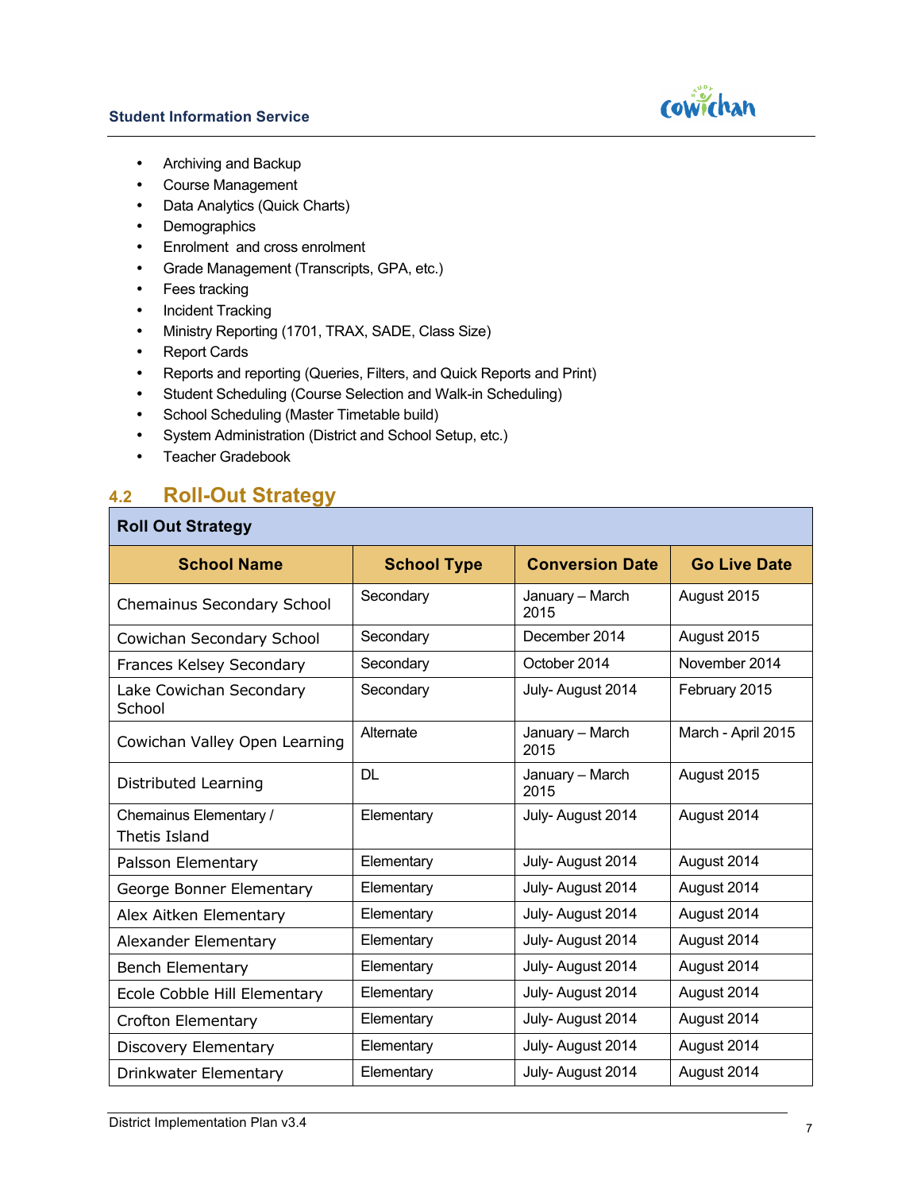- Archiving and Backup
- Course Management
- Data Analytics (Quick Charts)
- Demographics
- Enrolment  and cross enrolment
- Grade Management (Transcripts, GPA, etc.)
- Fees tracking
- Incident Tracking
- Ministry Reporting (1701, TRAX, SADE, Class Size)
- Report Cards
- Reports and reporting (Queries, Filters, and Quick Reports and Print)
- Student Scheduling (Course Selection and Walk-in Scheduling)
- School Scheduling (Master Timetable build)
- System Administration (District and School Setup, etc.)
- Teacher Gradebook

## 4.2 Roll-Out Strategy

| Roll Out Strategy | | | |
|---|---|---|---|
| **School Name** | **School Type** | **Conversion Date** | **Go Live Date** |
| Chemainus Secondary School | Secondary | January – March 2015 | August 2015 |
| Cowichan Secondary School | Secondary | December 2014 | August 2015 |
| Frances Kelsey Secondary | Secondary | October 2014 | November 2014 |
| Lake Cowichan Secondary School | Secondary | July- August 2014 | February 2015 |
| Cowichan Valley Open Learning | Alternate | January – March 2015 | March - April 2015 |
| Distributed Learning | DL | January – March 2015 | August 2015 |
| Chemainus Elementary / Thetis Island | Elementary | July- August 2014 | August 2014 |
| Palsson Elementary | Elementary | July- August 2014 | August 2014 |
| George Bonner Elementary | Elementary | July- August 2014 | August 2014 |
| Alex Aitken Elementary | Elementary | July- August 2014 | August 2014 |
| Alexander Elementary | Elementary | July- August 2014 | August 2014 |
| Bench Elementary | Elementary | July- August 2014 | August 2014 |
| Ecole Cobble Hill Elementary | Elementary | July- August 2014 | August 2014 |
| Crofton Elementary | Elementary | July- August 2014 | August 2014 |
| Discovery Elementary | Elementary | July- August 2014 | August 2014 |
| Drinkwater Elementary | Elementary | July- August 2014 | August 2014 |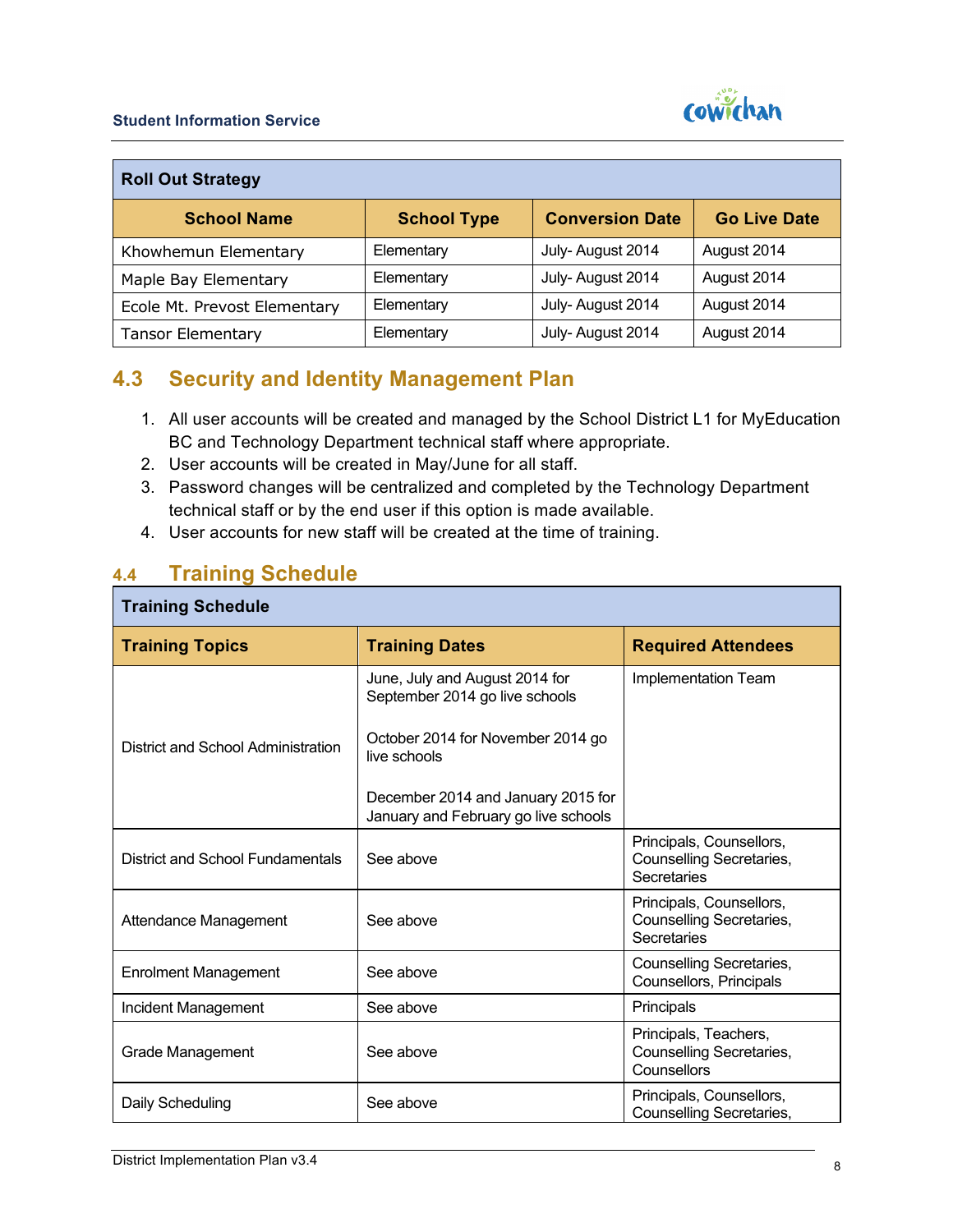| Roll Out Strategy | | | |
|---|---|---|---|
| **School Name** | **School Type** | **Conversion Date** | **Go Live Date** |
| Khowhemun Elementary | Elementary | July- August 2014 | August 2014 |
| Maple Bay Elementary | Elementary | July- August 2014 | August 2014 |
| Ecole Mt. Prevost Elementary | Elementary | July- August 2014 | August 2014 |
| Tansor Elementary | Elementary | July- August 2014 | August 2014 |

## 4.3 Security and Identity Management Plan

1. All user accounts will be created and managed by the School District L1 for MyEducation BC and Technology Department technical staff where appropriate.
2. User accounts will be created in May/June for all staff.
3. Password changes will be centralized and completed by the Technology Department technical staff or by the end user if this option is made available.
4. User accounts for new staff will be created at the time of training.

## 4.4 Training Schedule

| Training Schedule | | |
|---|---|---|
| **Training Topics** | **Training Dates** | **Required Attendees** |
| District and School Administration | June, July and August 2014 for September 2014 go live schools<br><br>October 2014 for November 2014 go live schools<br><br>December 2014 and January 2015 for January and February go live schools | Implementation Team |
| District and School Fundamentals | See above | Principals, Counsellors, Counselling Secretaries, Secretaries |
| Attendance Management | See above | Principals, Counsellors, Counselling Secretaries, Secretaries |
| Enrolment Management | See above | Counselling Secretaries, Counsellors, Principals |
| Incident Management | See above | Principals |
| Grade Management | See above | Principals, Teachers, Counselling Secretaries, Counsellors |
| Daily Scheduling | See above | Principals, Counsellors, Counselling Secretaries, |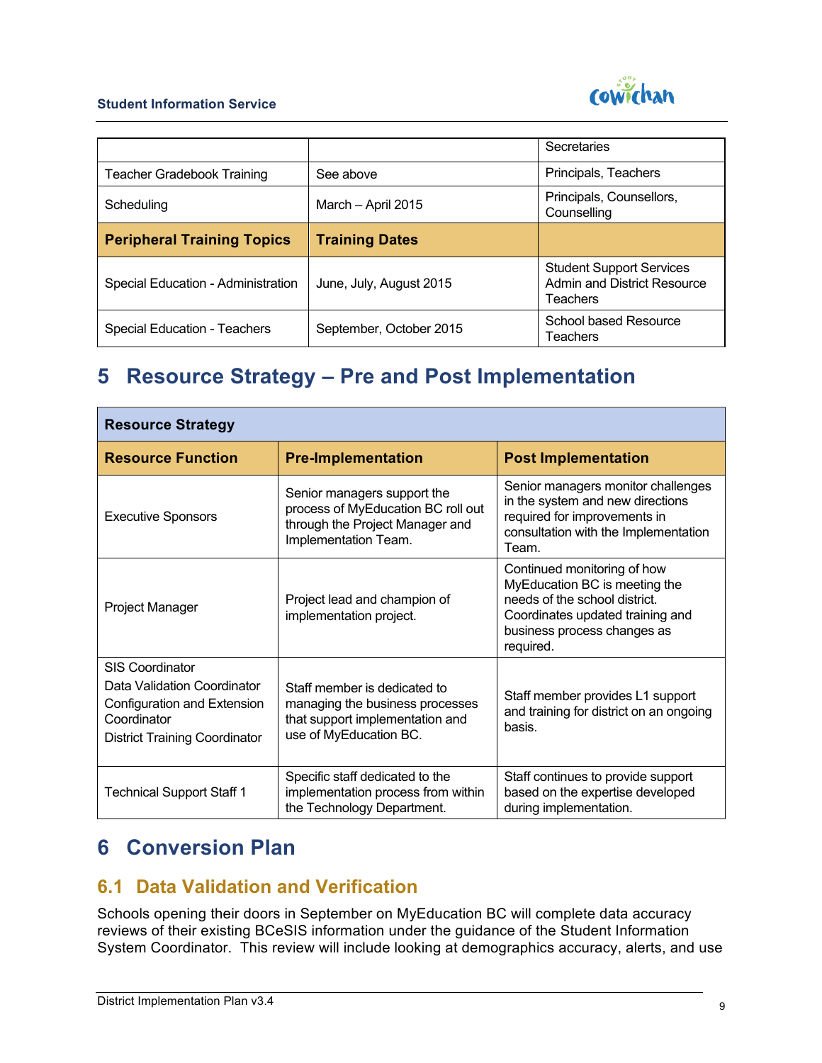| | | Secretaries |
|---|---|---|
| Teacher Gradebook Training | See above | Principals, Teachers |
| Scheduling | March – April 2015 | Principals, Counsellors, Counselling |
| **Peripheral Training Topics** | **Training Dates** | |
| Special Education - Administration | June, July, August 2015 | Student Support Services Admin and District Resource Teachers |
| Special Education - Teachers | September, October 2015 | School based Resource Teachers |

# 5 Resource Strategy – Pre and Post Implementation

| **Resource Strategy** | | |
|---|---|---|
| **Resource Function** | **Pre-Implementation** | **Post Implementation** |
| Executive Sponsors | Senior managers support the process of MyEducation BC roll out through the Project Manager and Implementation Team. | Senior managers monitor challenges in the system and new directions required for improvements in consultation with the Implementation Team. |
| Project Manager | Project lead and champion of implementation project. | Continued monitoring of how MyEducation BC is meeting the needs of the school district. Coordinates updated training and business process changes as required. |
| SIS Coordinator<br>Data Validation Coordinator<br>Configuration and Extension Coordinator<br>District Training Coordinator | Staff member is dedicated to managing the business processes that support implementation and use of MyEducation BC. | Staff member provides L1 support and training for district on an ongoing basis. |
| Technical Support Staff 1 | Specific staff dedicated to the implementation process from within the Technology Department. | Staff continues to provide support based on the expertise developed during implementation. |

# 6 Conversion Plan

## 6.1 Data Validation and Verification

Schools opening their doors in September on MyEducation BC will complete data accuracy reviews of their existing BCeSIS information under the guidance of the Student Information System Coordinator. This review will include looking at demographics accuracy, alerts, and use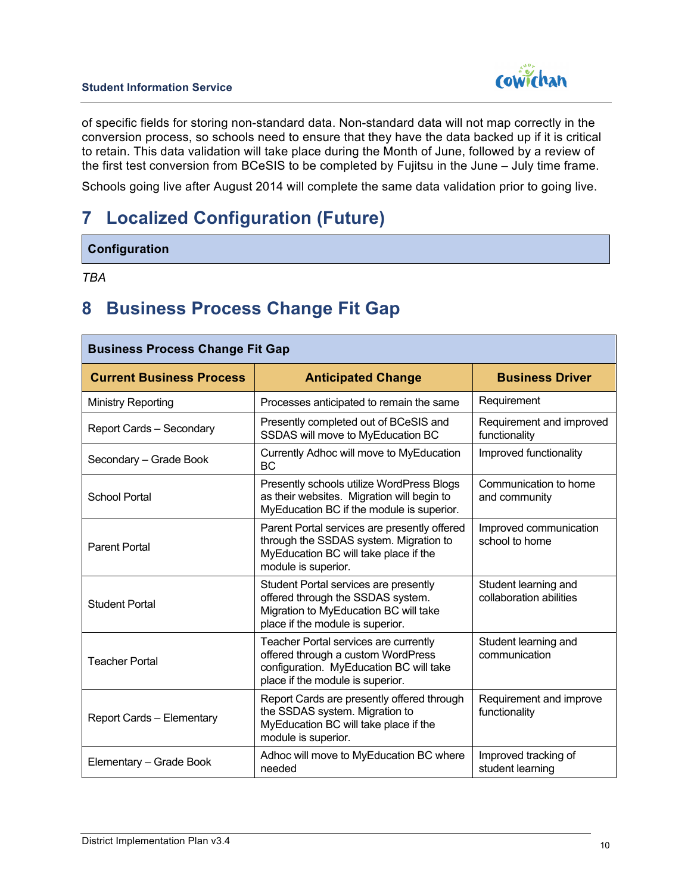of specific fields for storing non-standard data. Non-standard data will not map correctly in the conversion process, so schools need to ensure that they have the data backed up if it is critical to retain. This data validation will take place during the Month of June, followed by a review of the first test conversion from BCeSIS to be completed by Fujitsu in the June – July time frame.

Schools going live after August 2014 will complete the same data validation prior to going live.

# 7 Localized Configuration (Future)

| Configuration |
|---|

*TBA*

# 8 Business Process Change Fit Gap

| Business Process Change Fit Gap | | |
|---|---|---|
| **Current Business Process** | **Anticipated Change** | **Business Driver** |
| Ministry Reporting | Processes anticipated to remain the same | Requirement |
| Report Cards – Secondary | Presently completed out of BCeSIS and SSDAS will move to MyEducation BC | Requirement and improved functionality |
| Secondary – Grade Book | Currently Adhoc will move to MyEducation BC | Improved functionality |
| School Portal | Presently schools utilize WordPress Blogs as their websites. Migration will begin to MyEducation BC if the module is superior. | Communication to home and community |
| Parent Portal | Parent Portal services are presently offered through the SSDAS system. Migration to MyEducation BC will take place if the module is superior. | Improved communication school to home |
| Student Portal | Student Portal services are presently offered through the SSDAS system. Migration to MyEducation BC will take place if the module is superior. | Student learning and collaboration abilities |
| Teacher Portal | Teacher Portal services are currently offered through a custom WordPress configuration. MyEducation BC will take place if the module is superior. | Student learning and communication |
| Report Cards – Elementary | Report Cards are presently offered through the SSDAS system. Migration to MyEducation BC will take place if the module is superior. | Requirement and improve functionality |
| Elementary – Grade Book | Adhoc will move to MyEducation BC where needed | Improved tracking of student learning |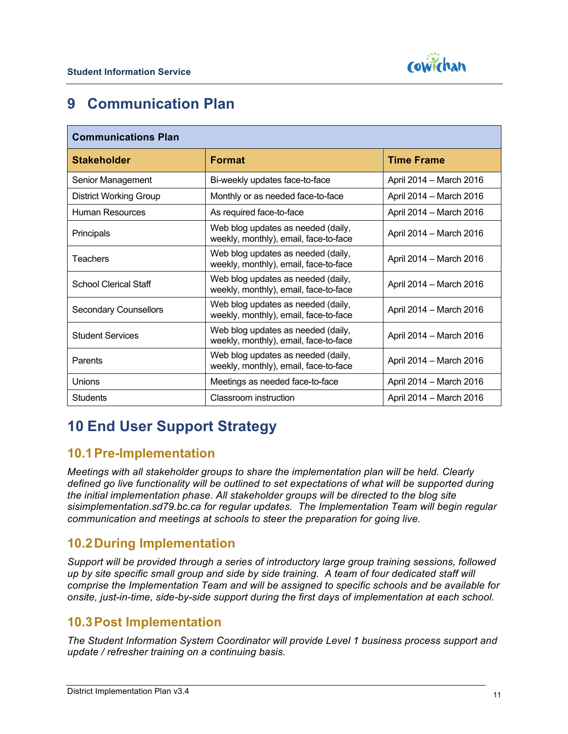# 9 Communication Plan

| Communications Plan | | |
|---|---|---|
| **Stakeholder** | **Format** | **Time Frame** |
| Senior Management | Bi-weekly updates face-to-face | April 2014 – March 2016 |
| District Working Group | Monthly or as needed face-to-face | April 2014 – March 2016 |
| Human Resources | As required face-to-face | April 2014 – March 2016 |
| Principals | Web blog updates as needed (daily, weekly, monthly), email, face-to-face | April 2014 – March 2016 |
| Teachers | Web blog updates as needed (daily, weekly, monthly), email, face-to-face | April 2014 – March 2016 |
| School Clerical Staff | Web blog updates as needed (daily, weekly, monthly), email, face-to-face | April 2014 – March 2016 |
| Secondary Counsellors | Web blog updates as needed (daily, weekly, monthly), email, face-to-face | April 2014 – March 2016 |
| Student Services | Web blog updates as needed (daily, weekly, monthly), email, face-to-face | April 2014 – March 2016 |
| Parents | Web blog updates as needed (daily, weekly, monthly), email, face-to-face | April 2014 – March 2016 |
| Unions | Meetings as needed face-to-face | April 2014 – March 2016 |
| Students | Classroom instruction | April 2014 – March 2016 |

# 10 End User Support Strategy

## 10.1 Pre-Implementation

*Meetings with all stakeholder groups to share the implementation plan will be held. Clearly defined go live functionality will be outlined to set expectations of what will be supported during the initial implementation phase. All stakeholder groups will be directed to the blog site sisimplementation.sd79.bc.ca for regular updates. The Implementation Team will begin regular communication and meetings at schools to steer the preparation for going live.*

## 10.2 During Implementation

*Support will be provided through a series of introductory large group training sessions, followed up by site specific small group and side by side training. A team of four dedicated staff will comprise the Implementation Team and will be assigned to specific schools and be available for onsite, just-in-time, side-by-side support during the first days of implementation at each school.*

## 10.3 Post Implementation

*The Student Information System Coordinator will provide Level 1 business process support and update / refresher training on a continuing basis.*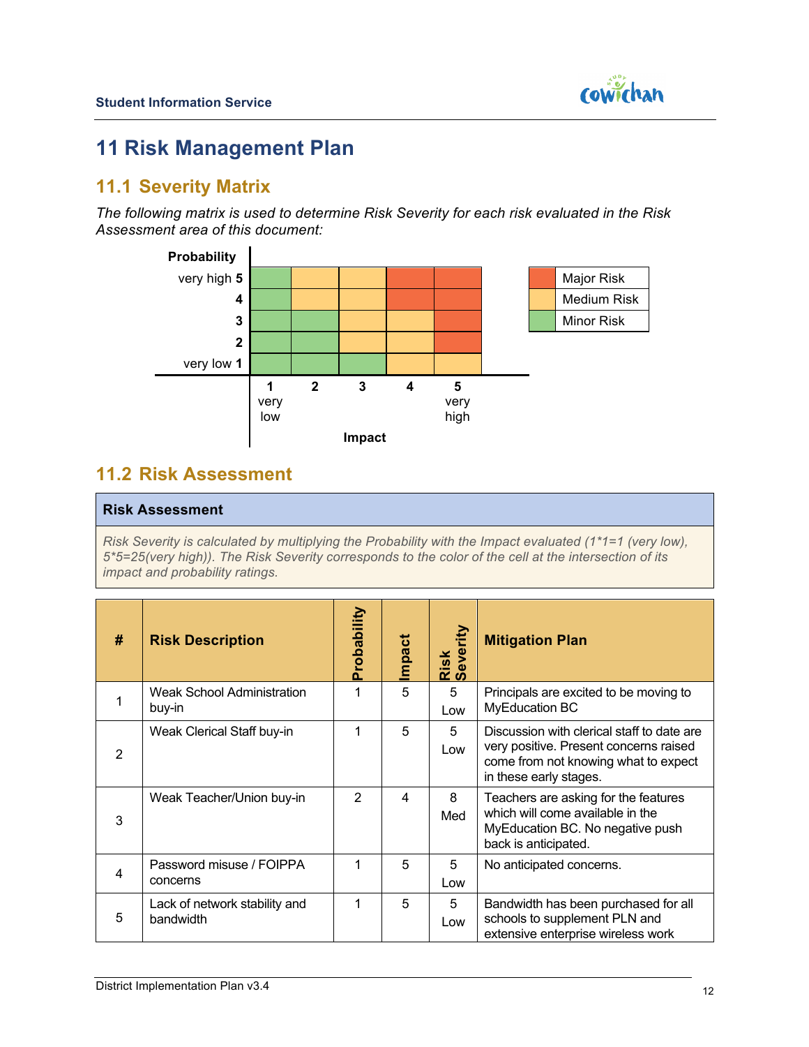# 11 Risk Management Plan

## 11.1 Severity Matrix

*The following matrix is used to determine Risk Severity for each risk evaluated in the Risk Assessment area of this document:*

| Probability | 1 very low | 2 | 3 | 4 | 5 very high |
|---|---|---|---|---|---|
| very high 5 | Minor Risk | Medium Risk | Medium Risk | Major Risk | Major Risk |
| 4 | Minor Risk | Medium Risk | Medium Risk | Major Risk | Major Risk |
| 3 | Minor Risk | Minor Risk | Medium Risk | Medium Risk | Major Risk |
| 2 | Minor Risk | Minor Risk | Medium Risk | Medium Risk | Major Risk |
| very low 1 | Minor Risk | Minor Risk | Minor Risk | Medium Risk | Medium Risk |

**Impact**

Legend: Major Risk / Medium Risk / Minor Risk

## 11.2 Risk Assessment

**Risk Assessment**

*Risk Severity is calculated by multiplying the Probability with the Impact evaluated (1*1=1 (very low), 5*5=25(very high)). The Risk Severity corresponds to the color of the cell at the intersection of its impact and probability ratings.*

| # | Risk Description | Probability | Impact | Risk Severity | Mitigation Plan |
|---|---|---|---|---|---|
| 1 | Weak School Administration buy-in | 1 | 5 | 5 Low | Principals are excited to be moving to MyEducation BC |
| 2 | Weak Clerical Staff buy-in | 1 | 5 | 5 Low | Discussion with clerical staff to date are very positive. Present concerns raised come from not knowing what to expect in these early stages. |
| 3 | Weak Teacher/Union buy-in | 2 | 4 | 8 Med | Teachers are asking for the features which will come available in the MyEducation BC. No negative push back is anticipated. |
| 4 | Password misuse / FOIPPA concerns | 1 | 5 | 5 Low | No anticipated concerns. |
| 5 | Lack of network stability and bandwidth | 1 | 5 | 5 Low | Bandwidth has been purchased for all schools to supplement PLN and extensive enterprise wireless work |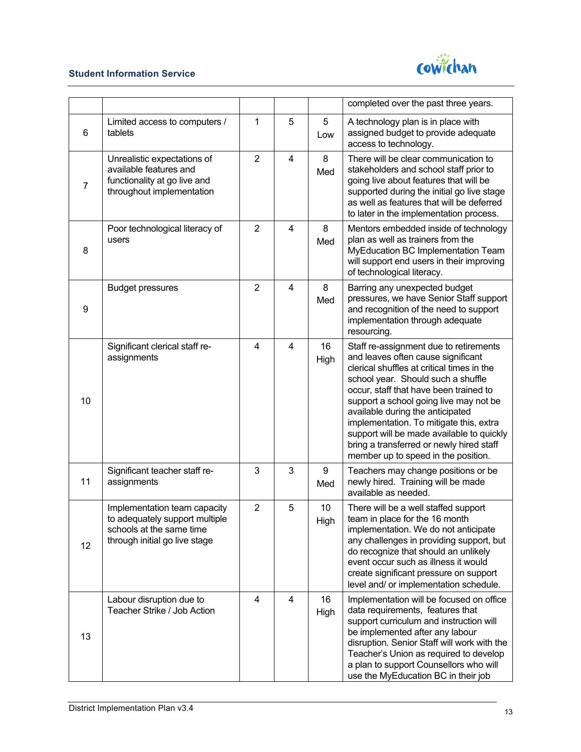| | | | | | completed over the past three years. |
|---|---|---|---|---|---|
| 6 | Limited access to computers / tablets | 1 | 5 | 5 Low | A technology plan is in place with assigned budget to provide adequate access to technology. |
| 7 | Unrealistic expectations of available features and functionality at go live and throughout implementation | 2 | 4 | 8 Med | There will be clear communication to stakeholders and school staff prior to going live about features that will be supported during the initial go live stage as well as features that will be deferred to later in the implementation process. |
| 8 | Poor technological literacy of users | 2 | 4 | 8 Med | Mentors embedded inside of technology plan as well as trainers from the MyEducation BC Implementation Team will support end users in their improving of technological literacy. |
| 9 | Budget pressures | 2 | 4 | 8 Med | Barring any unexpected budget pressures, we have Senior Staff support and recognition of the need to support implementation through adequate resourcing. |
| 10 | Significant clerical staff re-assignments | 4 | 4 | 16 High | Staff re-assignment due to retirements and leaves often cause significant clerical shuffles at critical times in the school year. Should such a shuffle occur, staff that have been trained to support a school going live may not be available during the anticipated implementation. To mitigate this, extra support will be made available to quickly bring a transferred or newly hired staff member up to speed in the position. |
| 11 | Significant teacher staff re-assignments | 3 | 3 | 9 Med | Teachers may change positions or be newly hired. Training will be made available as needed. |
| 12 | Implementation team capacity to adequately support multiple schools at the same time through initial go live stage | 2 | 5 | 10 High | There will be a well staffed support team in place for the 16 month implementation. We do not anticipate any challenges in providing support, but do recognize that should an unlikely event occur such as illness it would create significant pressure on support level and/ or implementation schedule. |
| 13 | Labour disruption due to Teacher Strike / Job Action | 4 | 4 | 16 High | Implementation will be focused on office data requirements, features that support curriculum and instruction will be implemented after any labour disruption. Senior Staff will work with the Teacher's Union as required to develop a plan to support Counsellors who will use the MyEducation BC in their job |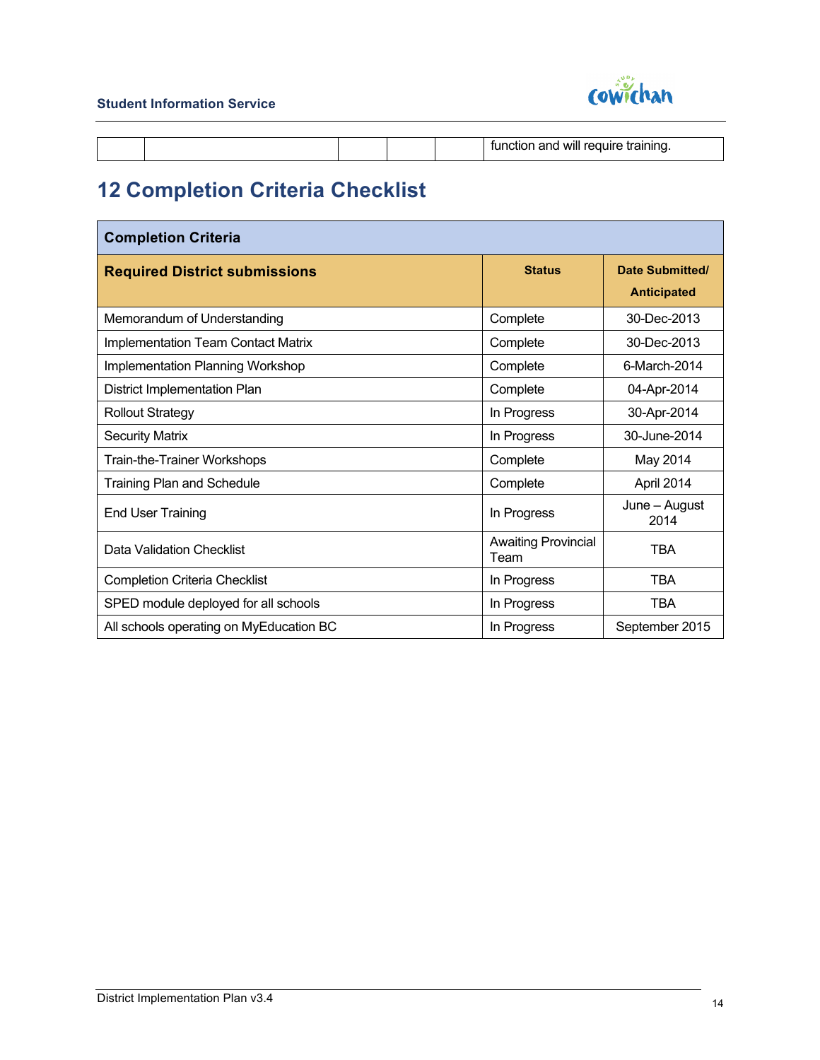| | | | | | function and will require training. |
|---|---|---|---|---|---|

# 12 Completion Criteria Checklist

| **Completion Criteria** | | |
|---|---|---|
| **Required District submissions** | **Status** | **Date Submitted/ Anticipated** |
| Memorandum of Understanding | Complete | 30-Dec-2013 |
| Implementation Team Contact Matrix | Complete | 30-Dec-2013 |
| Implementation Planning Workshop | Complete | 6-March-2014 |
| District Implementation Plan | Complete | 04-Apr-2014 |
| Rollout Strategy | In Progress | 30-Apr-2014 |
| Security Matrix | In Progress | 30-June-2014 |
| Train-the-Trainer Workshops | Complete | May 2014 |
| Training Plan and Schedule | Complete | April 2014 |
| End User Training | In Progress | June – August 2014 |
| Data Validation Checklist | Awaiting Provincial Team | TBA |
| Completion Criteria Checklist | In Progress | TBA |
| SPED module deployed for all schools | In Progress | TBA |
| All schools operating on MyEducation BC | In Progress | September 2015 |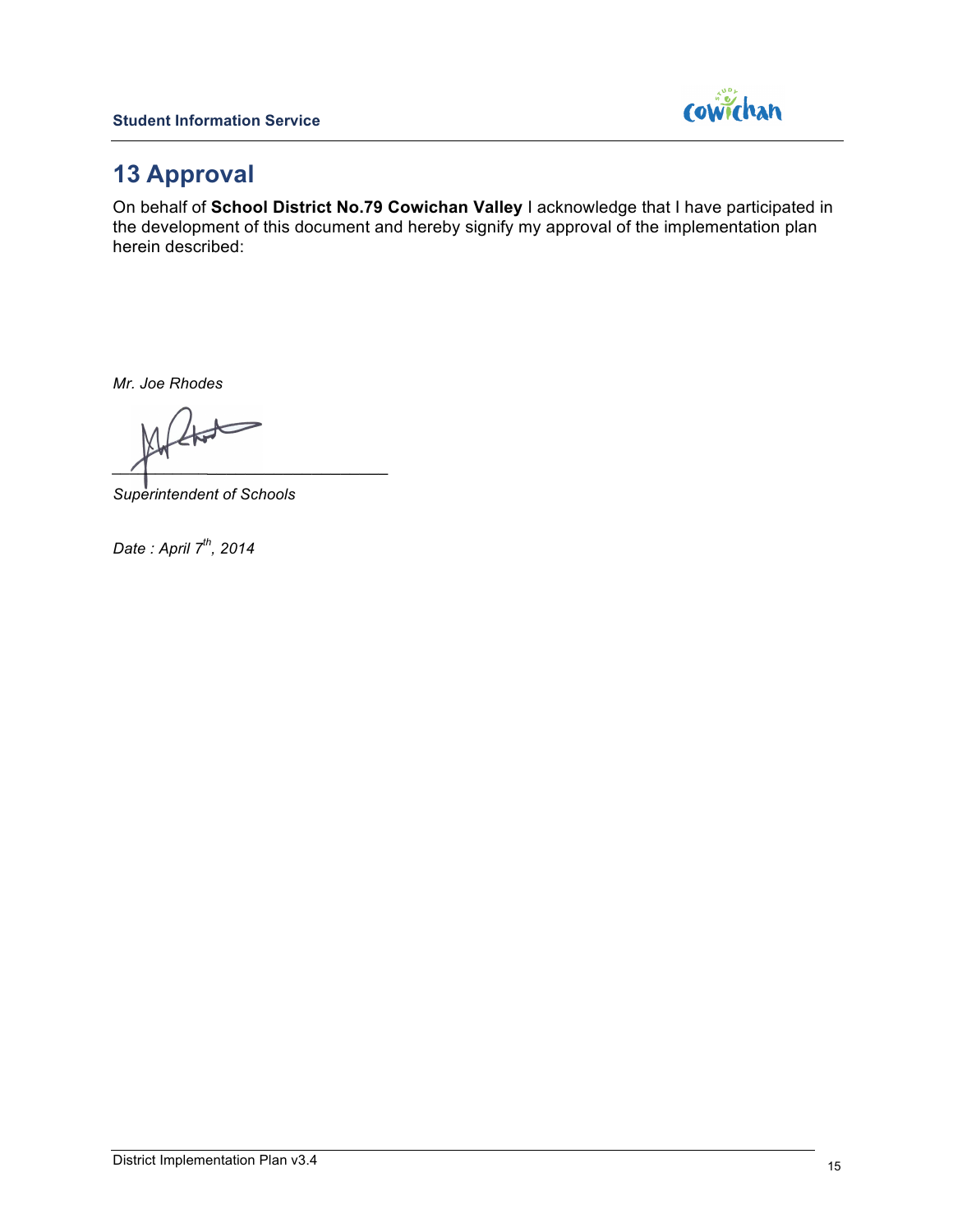# 13 Approval

On behalf of **School District No.79 Cowichan Valley** I acknowledge that I have participated in the development of this document and hereby signify my approval of the implementation plan herein described:

*Mr. Joe Rhodes*

\_\_\_\_\_\_\_\_\_\_\_\_\_\_\_\_\_\_\_\_\_\_\_\_\_\_\_\_\_\_

*Superintendent of Schools*

*Date : April 7th, 2014*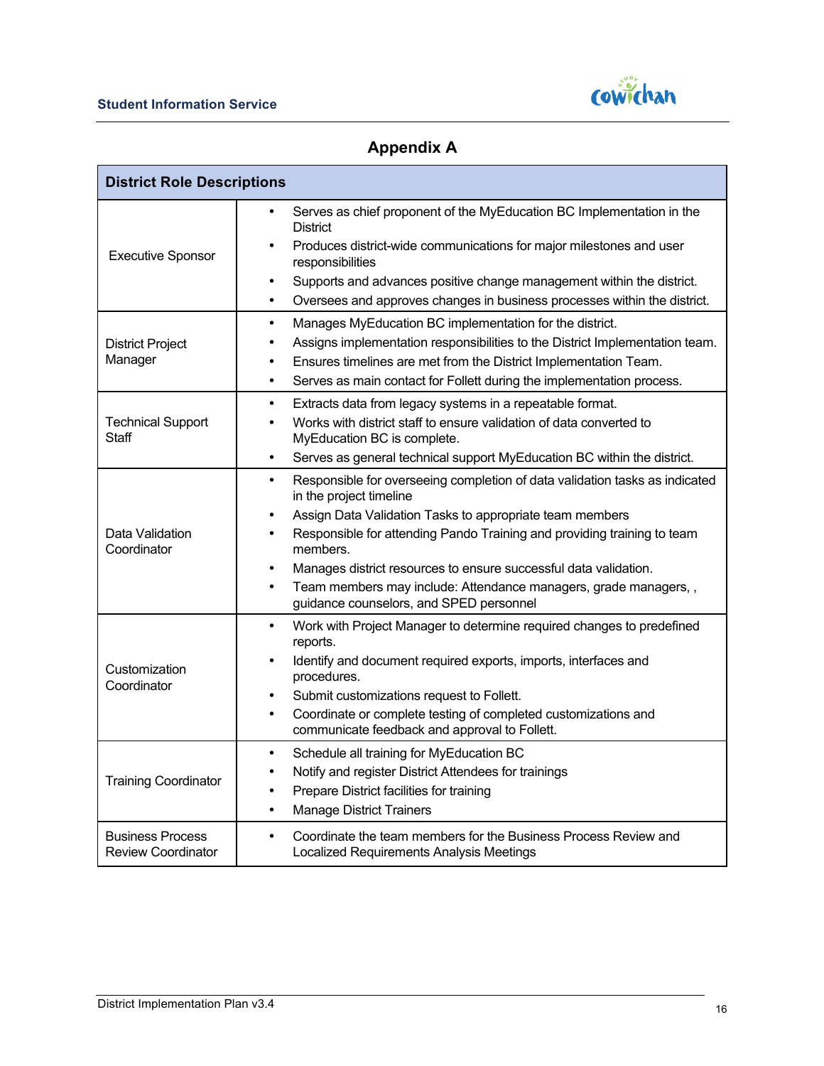# Appendix A

| District Role Descriptions | |
|---|---|
| Executive Sponsor | • Serves as chief proponent of the MyEducation BC Implementation in the District<br>• Produces district-wide communications for major milestones and user responsibilities<br>• Supports and advances positive change management within the district.<br>• Oversees and approves changes in business processes within the district. |
| District Project Manager | • Manages MyEducation BC implementation for the district.<br>• Assigns implementation responsibilities to the District Implementation team.<br>• Ensures timelines are met from the District Implementation Team.<br>• Serves as main contact for Follett during the implementation process. |
| Technical Support Staff | • Extracts data from legacy systems in a repeatable format.<br>• Works with district staff to ensure validation of data converted to MyEducation BC is complete.<br>• Serves as general technical support MyEducation BC within the district. |
| Data Validation Coordinator | • Responsible for overseeing completion of data validation tasks as indicated in the project timeline<br>• Assign Data Validation Tasks to appropriate team members<br>• Responsible for attending Pando Training and providing training to team members.<br>• Manages district resources to ensure successful data validation.<br>• Team members may include: Attendance managers, grade managers, , guidance counselors, and SPED personnel |
| Customization Coordinator | • Work with Project Manager to determine required changes to predefined reports.<br>• Identify and document required exports, imports, interfaces and procedures.<br>• Submit customizations request to Follett.<br>• Coordinate or complete testing of completed customizations and communicate feedback and approval to Follett. |
| Training Coordinator | • Schedule all training for MyEducation BC<br>• Notify and register District Attendees for trainings<br>• Prepare District facilities for training<br>• Manage District Trainers |
| Business Process Review Coordinator | • Coordinate the team members for the Business Process Review and Localized Requirements Analysis Meetings |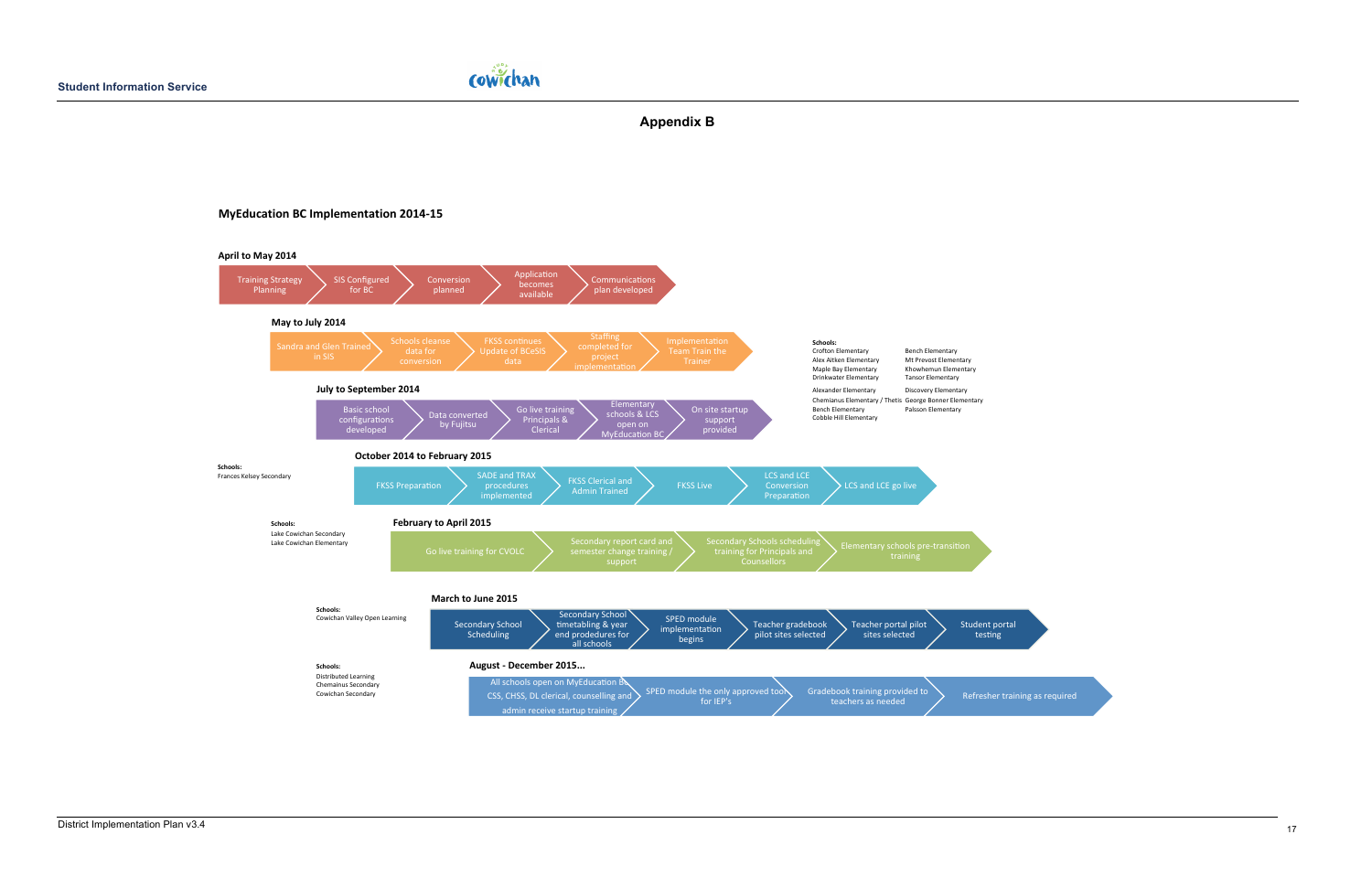# Appendix B

## MyEducation BC Implementation 2014-15

**April to May 2014**

Training Strategy Planning → SIS Configured for BC → Conversion planned → Application becomes available → Communications plan developed

**May to July 2014**

Sandra and Glen Trained in SIS → Schools cleanse data for conversion → FKSS continues Update of BCeSIS data → Staffing completed for project implementation → Implementation Team Train the Trainer

**Schools:**
Crofton Elementary
Alex Aitken Elementary
Maple Bay Elementary
Drinkwater Elementary
Bench Elementary
Mt Prevost Elementary
Khowhemun Elementary
Tansor Elementary
Alexander Elementary
Chemainus Elementary / Thetis
Bench Elementary
Cobble Hill Elementary
Discovery Elementary
George Bonner Elementary
Palsson Elementary

**July to September 2014**

Basic school configurations developed → Data converted by Fujitsu → Go live training Principals & Clerical → Elementary schools & LCS open on MyEducation BC → On site startup support provided

**Schools:**
Frances Kelsey Secondary

**October 2014 to February 2015**

FKSS Preparation → SADE and TRAX procedures implemented → FKSS Clerical and Admin Trained → FKSS Live → LCS and LCE Conversion Preparation → LCS and LCE go live

**Schools:**
Lake Cowichan Secondary
Lake Cowichan Elementary

**February to April 2015**

Go live training for CVOLC → Secondary report card and semester change training / support → Secondary Schools scheduling training for Principals and Counsellors → Elementary schools pre-transition training

**Schools:**
Cowichan Valley Open Learning

**March to June 2015**

Secondary School Scheduling → Secondary School timetabling & year end prodedures for all schools → SPED module implementation begins → Teacher gradebook pilot sites selected → Teacher portal pilot sites selected → Student portal testing

**Schools:**
Distributed Learning
Chemainus Secondary
Cowichan Secondary

**August - December 2015...**

All schools open on MyEducation BC CSS, CHSS, DL clerical, counselling and admin receive startup training → SPED module the only approved tool for IEP's → Gradebook training provided to teachers as needed → Refresher training as required